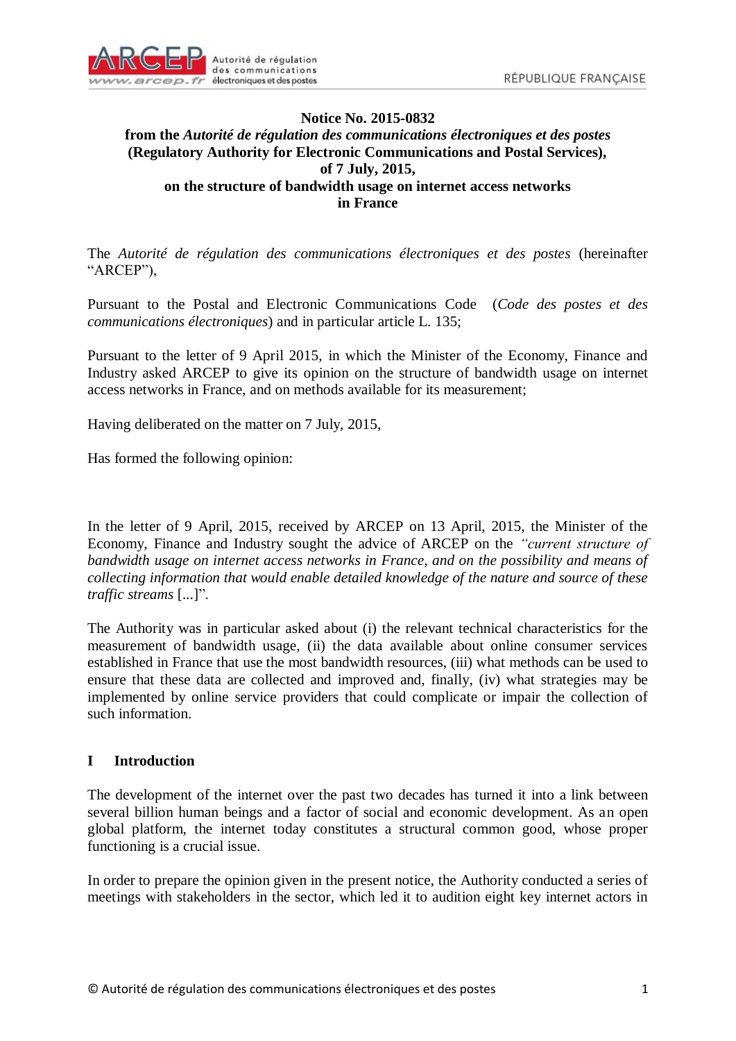**Notice No. 2015-0832**
**from the *Autorité de régulation des communications électroniques et des postes***
**(Regulatory Authority for Electronic Communications and Postal Services),**
**of 7 July, 2015,**
**on the structure of bandwidth usage on internet access networks**
**in France**

The *Autorité de régulation des communications électroniques et des postes* (hereinafter "ARCEP"),

Pursuant to the Postal and Electronic Communications Code (*Code des postes et des communications électroniques*) and in particular article L. 135;

Pursuant to the letter of 9 April 2015, in which the Minister of the Economy, Finance and Industry asked ARCEP to give its opinion on the structure of bandwidth usage on internet access networks in France, and on methods available for its measurement;

Having deliberated on the matter on 7 July, 2015,

Has formed the following opinion:

In the letter of 9 April, 2015, received by ARCEP on 13 April, 2015, the Minister of the Economy, Finance and Industry sought the advice of ARCEP on the *"current structure of bandwidth usage on internet access networks in France, and on the possibility and means of collecting information that would enable detailed knowledge of the nature and source of these traffic streams* [...]".

The Authority was in particular asked about (i) the relevant technical characteristics for the measurement of bandwidth usage, (ii) the data available about online consumer services established in France that use the most bandwidth resources, (iii) what methods can be used to ensure that these data are collected and improved and, finally, (iv) what strategies may be implemented by online service providers that could complicate or impair the collection of such information.

## I Introduction

The development of the internet over the past two decades has turned it into a link between several billion human beings and a factor of social and economic development. As an open global platform, the internet today constitutes a structural common good, whose proper functioning is a crucial issue.

In order to prepare the opinion given in the present notice, the Authority conducted a series of meetings with stakeholders in the sector, which led it to audition eight key internet actors in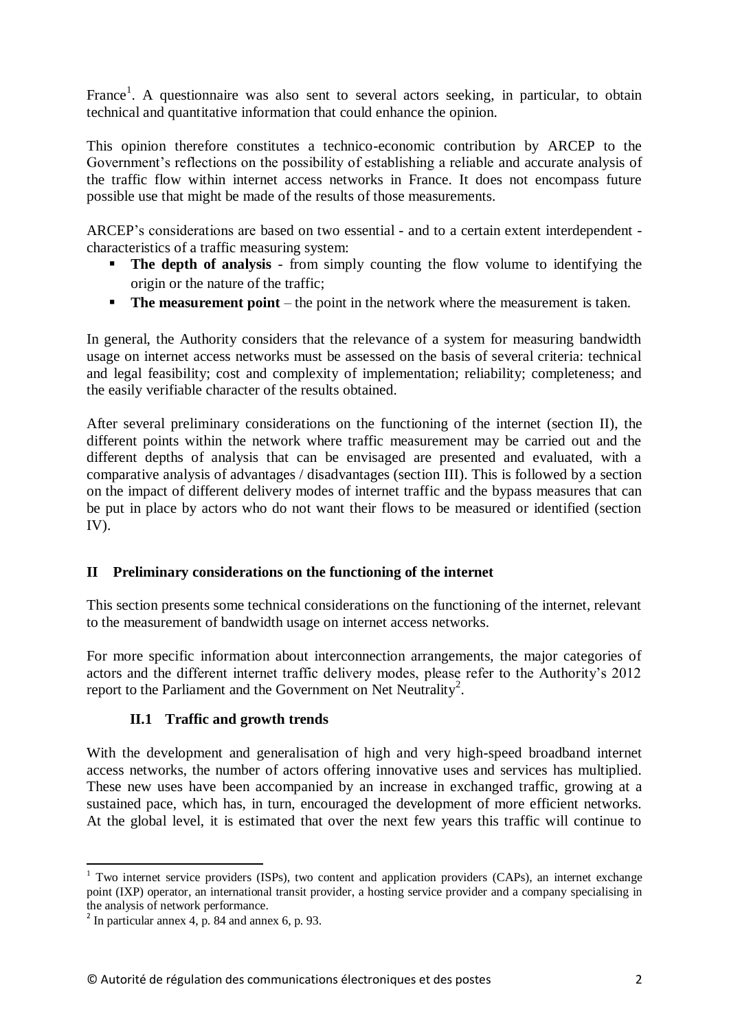France[1]. A questionnaire was also sent to several actors seeking, in particular, to obtain technical and quantitative information that could enhance the opinion.

This opinion therefore constitutes a technico-economic contribution by ARCEP to the Government's reflections on the possibility of establishing a reliable and accurate analysis of the traffic flow within internet access networks in France. It does not encompass future possible use that might be made of the results of those measurements.

ARCEP's considerations are based on two essential - and to a certain extent interdependent - characteristics of a traffic measuring system:

- **The depth of analysis** - from simply counting the flow volume to identifying the origin or the nature of the traffic;
- **The measurement point** – the point in the network where the measurement is taken.

In general, the Authority considers that the relevance of a system for measuring bandwidth usage on internet access networks must be assessed on the basis of several criteria: technical and legal feasibility; cost and complexity of implementation; reliability; completeness; and the easily verifiable character of the results obtained.

After several preliminary considerations on the functioning of the internet (section II), the different points within the network where traffic measurement may be carried out and the different depths of analysis that can be envisaged are presented and evaluated, with a comparative analysis of advantages / disadvantages (section III). This is followed by a section on the impact of different delivery modes of internet traffic and the bypass measures that can be put in place by actors who do not want their flows to be measured or identified (section IV).

## II Preliminary considerations on the functioning of the internet

This section presents some technical considerations on the functioning of the internet, relevant to the measurement of bandwidth usage on internet access networks.

For more specific information about interconnection arrangements, the major categories of actors and the different internet traffic delivery modes, please refer to the Authority's 2012 report to the Parliament and the Government on Net Neutrality[2].

### II.1 Traffic and growth trends

With the development and generalisation of high and very high-speed broadband internet access networks, the number of actors offering innovative uses and services has multiplied. These new uses have been accompanied by an increase in exchanged traffic, growing at a sustained pace, which has, in turn, encouraged the development of more efficient networks. At the global level, it is estimated that over the next few years this traffic will continue to

---

[1] Two internet service providers (ISPs), two content and application providers (CAPs), an internet exchange point (IXP) operator, an international transit provider, a hosting service provider and a company specialising in the analysis of network performance.

[2] In particular annex 4, p. 84 and annex 6, p. 93.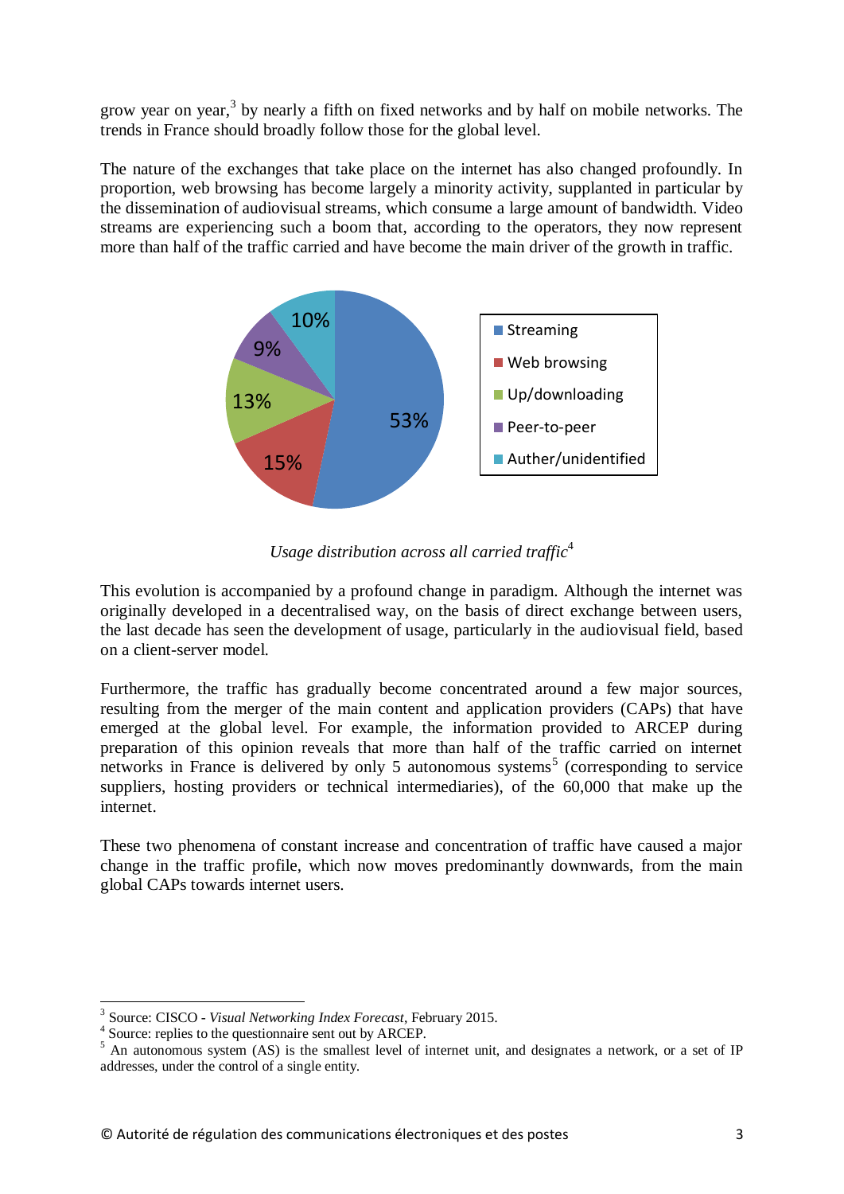grow year on year,[3] by nearly a fifth on fixed networks and by half on mobile networks. The trends in France should broadly follow those for the global level.

The nature of the exchanges that take place on the internet has also changed profoundly. In proportion, web browsing has become largely a minority activity, supplanted in particular by the dissemination of audiovisual streams, which consume a large amount of bandwidth. Video streams are experiencing such a boom that, according to the operators, they now represent more than half of the traffic carried and have become the main driver of the growth in traffic.

| Usage | Share |
|---|---|
| Streaming | 53% |
| Web browsing | 15% |
| Up/downloading | 13% |
| Peer-to-peer | 9% |
| Auther/unidentified | 10% |

*Usage distribution across all carried traffic*[4]

This evolution is accompanied by a profound change in paradigm. Although the internet was originally developed in a decentralised way, on the basis of direct exchange between users, the last decade has seen the development of usage, particularly in the audiovisual field, based on a client-server model.

Furthermore, the traffic has gradually become concentrated around a few major sources, resulting from the merger of the main content and application providers (CAPs) that have emerged at the global level. For example, the information provided to ARCEP during preparation of this opinion reveals that more than half of the traffic carried on internet networks in France is delivered by only 5 autonomous systems[5] (corresponding to service suppliers, hosting providers or technical intermediaries), of the 60,000 that make up the internet.

These two phenomena of constant increase and concentration of traffic have caused a major change in the traffic profile, which now moves predominantly downwards, from the main global CAPs towards internet users.

---

[3] Source: CISCO - *Visual Networking Index Forecast*, February 2015.

[4] Source: replies to the questionnaire sent out by ARCEP.

[5] An autonomous system (AS) is the smallest level of internet unit, and designates a network, or a set of IP addresses, under the control of a single entity.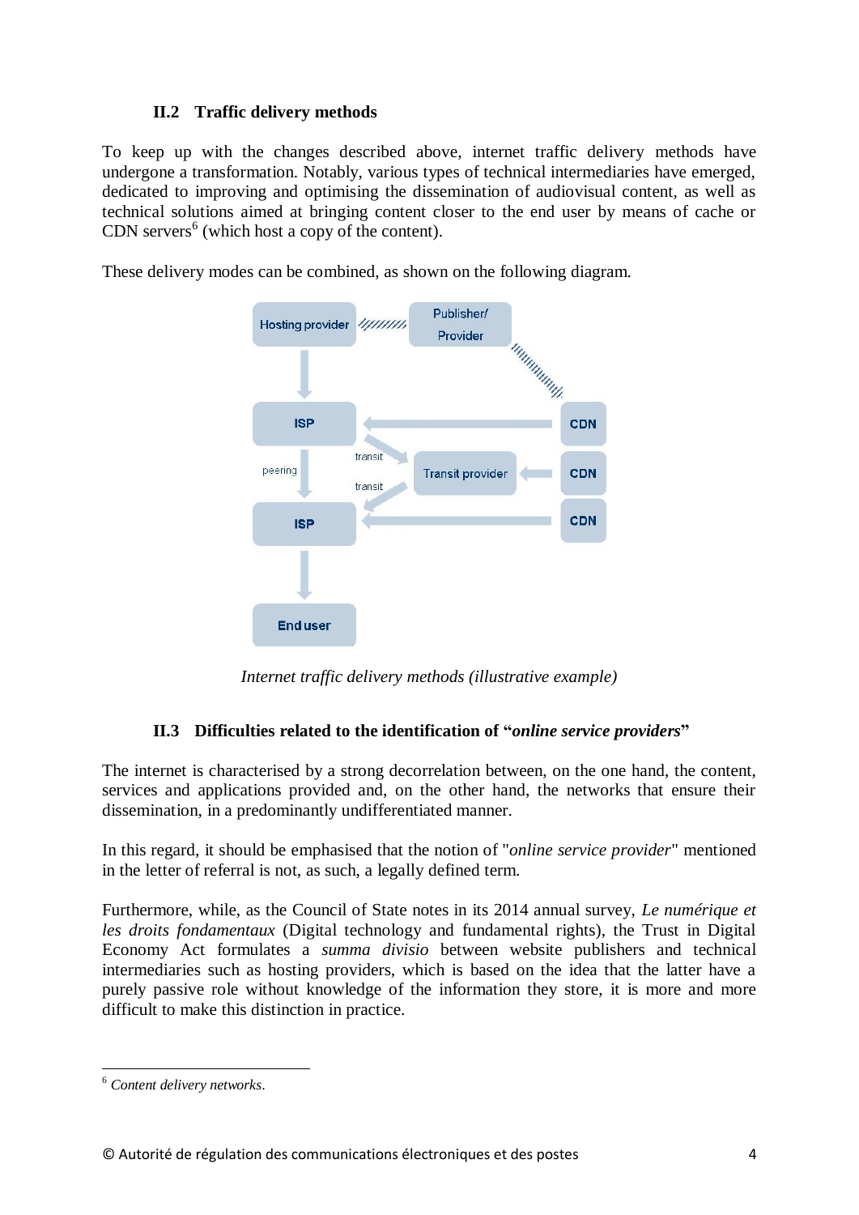### II.2 Traffic delivery methods

To keep up with the changes described above, internet traffic delivery methods have undergone a transformation. Notably, various types of technical intermediaries have emerged, dedicated to improving and optimising the dissemination of audiovisual content, as well as technical solutions aimed at bringing content closer to the end user by means of cache or CDN servers[6] (which host a copy of the content).

These delivery modes can be combined, as shown on the following diagram.

*Internet traffic delivery methods (illustrative example)*

### II.3 Difficulties related to the identification of "*online service providers*"

The internet is characterised by a strong decorrelation between, on the one hand, the content, services and applications provided and, on the other hand, the networks that ensure their dissemination, in a predominantly undifferentiated manner.

In this regard, it should be emphasised that the notion of "*online service provider*" mentioned in the letter of referral is not, as such, a legally defined term.

Furthermore, while, as the Council of State notes in its 2014 annual survey, *Le numérique et les droits fondamentaux* (Digital technology and fundamental rights), the Trust in Digital Economy Act formulates a *summa divisio* between website publishers and technical intermediaries such as hosting providers, which is based on the idea that the latter have a purely passive role without knowledge of the information they store, it is more and more difficult to make this distinction in practice.

[6] *Content delivery networks*.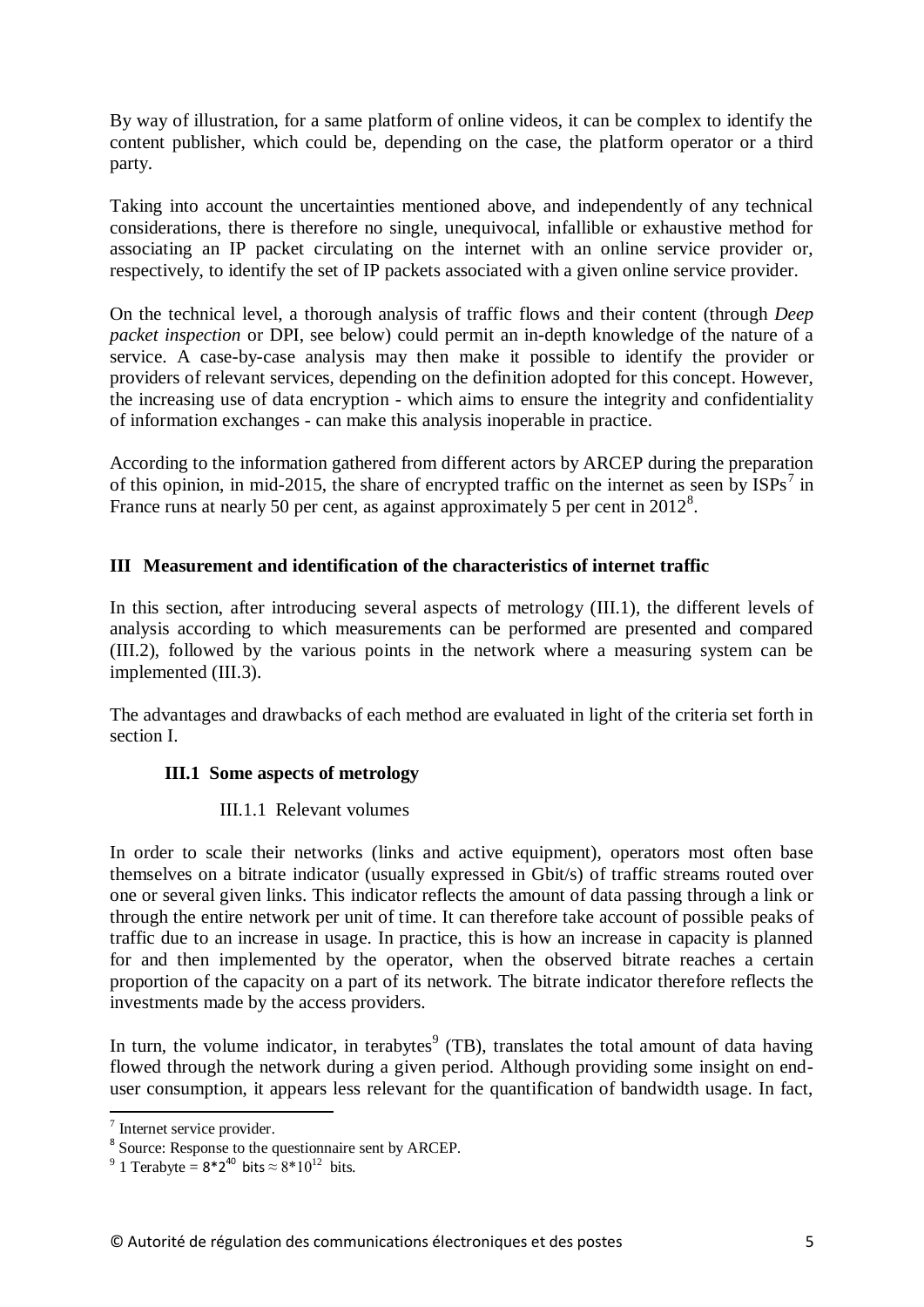By way of illustration, for a same platform of online videos, it can be complex to identify the content publisher, which could be, depending on the case, the platform operator or a third party.

Taking into account the uncertainties mentioned above, and independently of any technical considerations, there is therefore no single, unequivocal, infallible or exhaustive method for associating an IP packet circulating on the internet with an online service provider or, respectively, to identify the set of IP packets associated with a given online service provider.

On the technical level, a thorough analysis of traffic flows and their content (through *Deep packet inspection* or DPI, see below) could permit an in-depth knowledge of the nature of a service. A case-by-case analysis may then make it possible to identify the provider or providers of relevant services, depending on the definition adopted for this concept. However, the increasing use of data encryption - which aims to ensure the integrity and confidentiality of information exchanges - can make this analysis inoperable in practice.

According to the information gathered from different actors by ARCEP during the preparation of this opinion, in mid-2015, the share of encrypted traffic on the internet as seen by ISPs[7] in France runs at nearly 50 per cent, as against approximately 5 per cent in 2012[8].

## III Measurement and identification of the characteristics of internet traffic

In this section, after introducing several aspects of metrology (III.1), the different levels of analysis according to which measurements can be performed are presented and compared (III.2), followed by the various points in the network where a measuring system can be implemented (III.3).

The advantages and drawbacks of each method are evaluated in light of the criteria set forth in section I.

### III.1 Some aspects of metrology

#### III.1.1 Relevant volumes

In order to scale their networks (links and active equipment), operators most often base themselves on a bitrate indicator (usually expressed in Gbit/s) of traffic streams routed over one or several given links. This indicator reflects the amount of data passing through a link or through the entire network per unit of time. It can therefore take account of possible peaks of traffic due to an increase in usage. In practice, this is how an increase in capacity is planned for and then implemented by the operator, when the observed bitrate reaches a certain proportion of the capacity on a part of its network. The bitrate indicator therefore reflects the investments made by the access providers.

In turn, the volume indicator, in terabytes[9] (TB), translates the total amount of data having flowed through the network during a given period. Although providing some insight on end-user consumption, it appears less relevant for the quantification of bandwidth usage. In fact,

---

[7] Internet service provider.

[8] Source: Response to the questionnaire sent by ARCEP.

[9] 1 Terabyte = $8*2^{40}$ bits $\approx 8*10^{12}$ bits.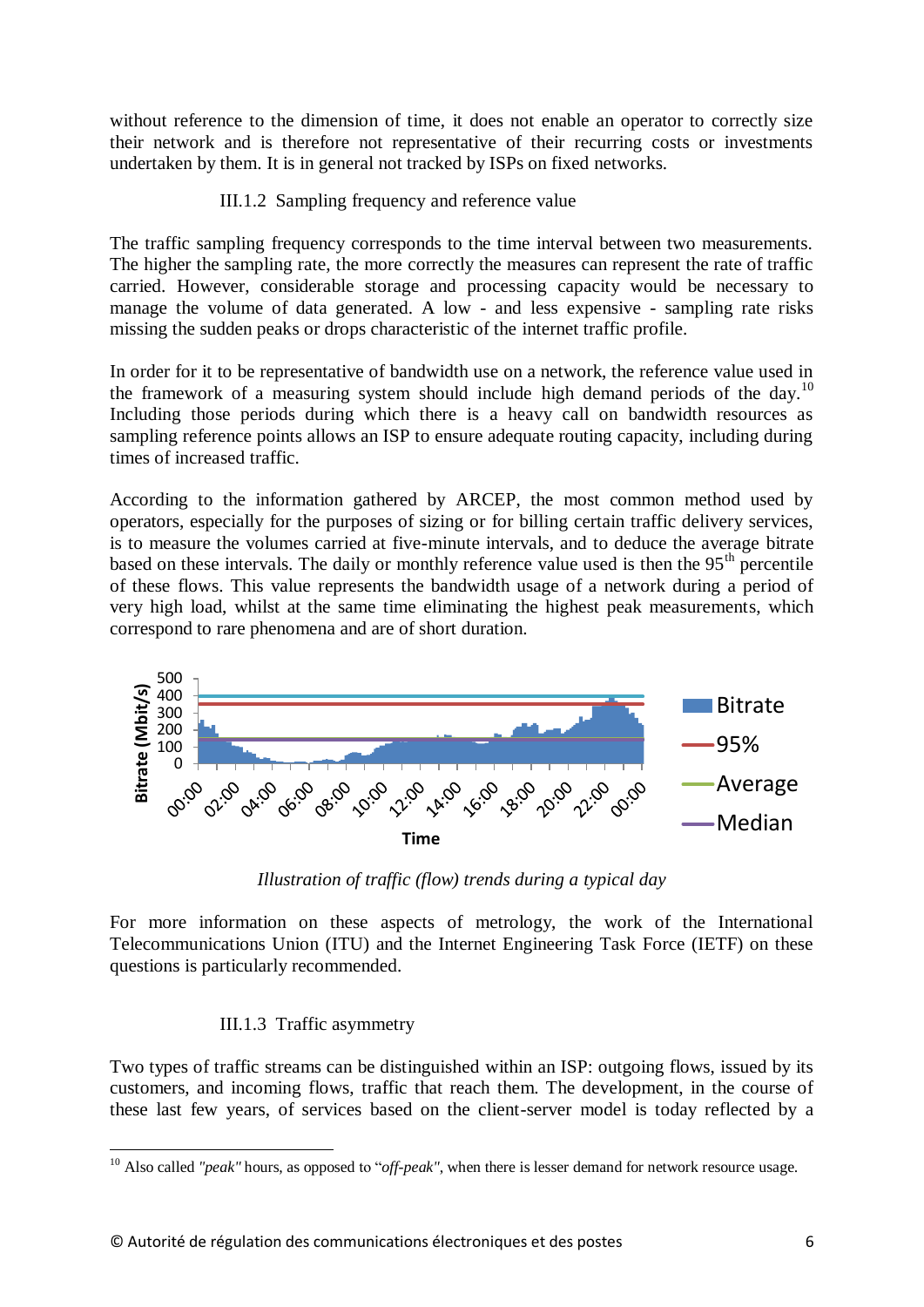without reference to the dimension of time, it does not enable an operator to correctly size their network and is therefore not representative of their recurring costs or investments undertaken by them. It is in general not tracked by ISPs on fixed networks.

### III.1.2 Sampling frequency and reference value

The traffic sampling frequency corresponds to the time interval between two measurements. The higher the sampling rate, the more correctly the measures can represent the rate of traffic carried. However, considerable storage and processing capacity would be necessary to manage the volume of data generated. A low - and less expensive - sampling rate risks missing the sudden peaks or drops characteristic of the internet traffic profile.

In order for it to be representative of bandwidth use on a network, the reference value used in the framework of a measuring system should include high demand periods of the day.[10] Including those periods during which there is a heavy call on bandwidth resources as sampling reference points allows an ISP to ensure adequate routing capacity, including during times of increased traffic.

According to the information gathered by ARCEP, the most common method used by operators, especially for the purposes of sizing or for billing certain traffic delivery services, is to measure the volumes carried at five-minute intervals, and to deduce the average bitrate based on these intervals. The daily or monthly reference value used is then the 95th percentile of these flows. This value represents the bandwidth usage of a network during a period of very high load, whilst at the same time eliminating the highest peak measurements, which correspond to rare phenomena and are of short duration.

*Illustration of traffic (flow) trends during a typical day*

For more information on these aspects of metrology, the work of the International Telecommunications Union (ITU) and the Internet Engineering Task Force (IETF) on these questions is particularly recommended.

### III.1.3 Traffic asymmetry

Two types of traffic streams can be distinguished within an ISP: outgoing flows, issued by its customers, and incoming flows, traffic that reach them. The development, in the course of these last few years, of services based on the client-server model is today reflected by a

[10] Also called *"peak"* hours, as opposed to "*off-peak"*, when there is lesser demand for network resource usage.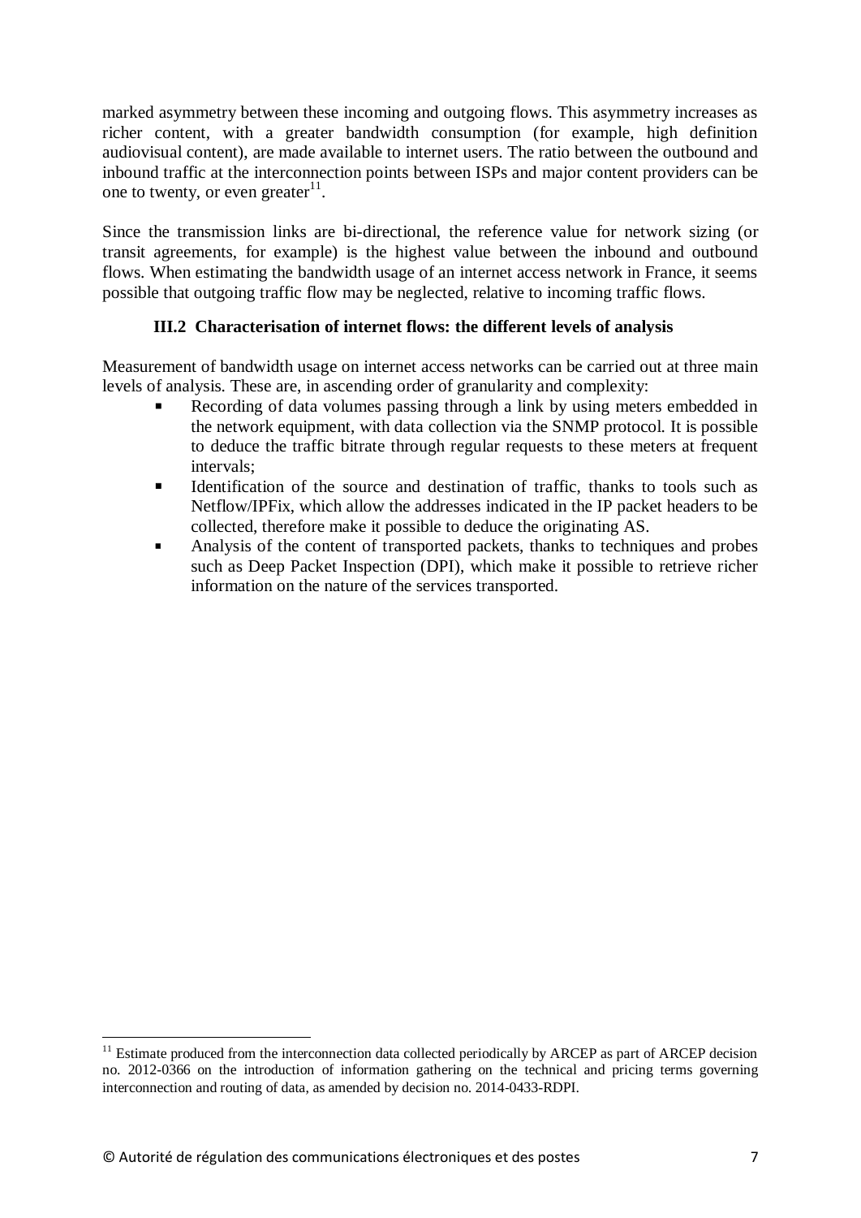marked asymmetry between these incoming and outgoing flows. This asymmetry increases as richer content, with a greater bandwidth consumption (for example, high definition audiovisual content), are made available to internet users. The ratio between the outbound and inbound traffic at the interconnection points between ISPs and major content providers can be one to twenty, or even greater[11].

Since the transmission links are bi-directional, the reference value for network sizing (or transit agreements, for example) is the highest value between the inbound and outbound flows. When estimating the bandwidth usage of an internet access network in France, it seems possible that outgoing traffic flow may be neglected, relative to incoming traffic flows.

### III.2 Characterisation of internet flows: the different levels of analysis

Measurement of bandwidth usage on internet access networks can be carried out at three main levels of analysis. These are, in ascending order of granularity and complexity:

- Recording of data volumes passing through a link by using meters embedded in the network equipment, with data collection via the SNMP protocol. It is possible to deduce the traffic bitrate through regular requests to these meters at frequent intervals;
- Identification of the source and destination of traffic, thanks to tools such as Netflow/IPFix, which allow the addresses indicated in the IP packet headers to be collected, therefore make it possible to deduce the originating AS.
- Analysis of the content of transported packets, thanks to techniques and probes such as Deep Packet Inspection (DPI), which make it possible to retrieve richer information on the nature of the services transported.

---

[11] Estimate produced from the interconnection data collected periodically by ARCEP as part of ARCEP decision no. 2012-0366 on the introduction of information gathering on the technical and pricing terms governing interconnection and routing of data, as amended by decision no. 2014-0433-RDPI.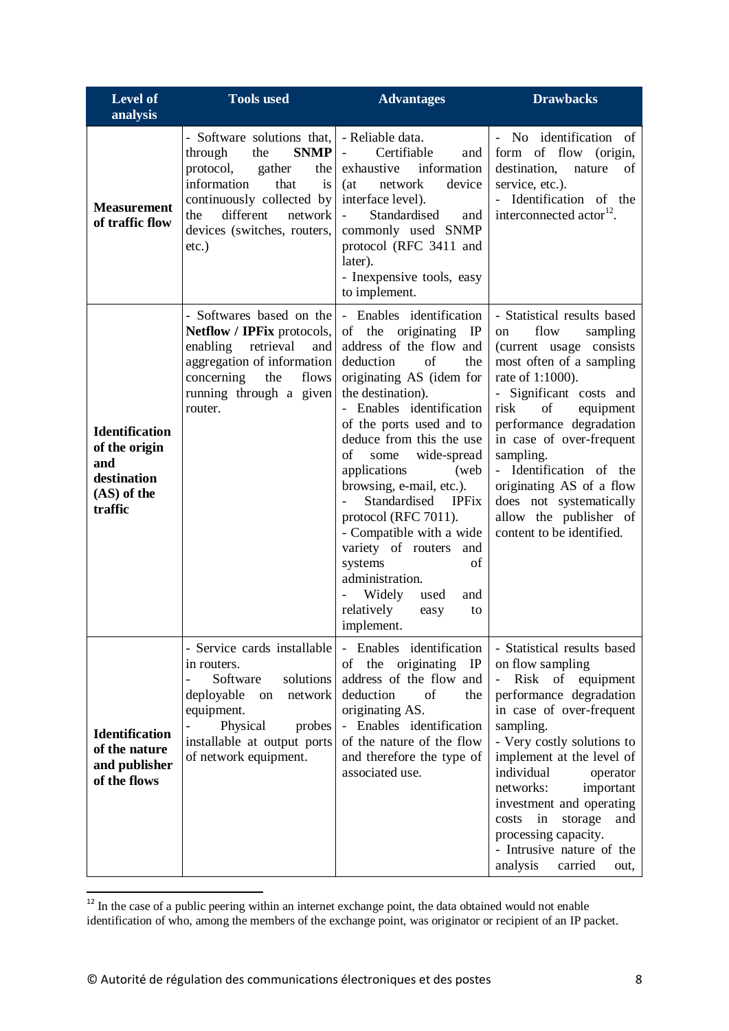| Level of analysis | Tools used | Advantages | Drawbacks |
|---|---|---|---|
| **Measurement of traffic flow** | - Software solutions that, through the **SNMP** protocol, gather the information that is continuously collected by the different network devices (switches, routers, etc.) | - Reliable data.<br>- Certifiable and exhaustive information (at network device interface level).<br>- Standardised and commonly used SNMP protocol (RFC 3411 and later).<br>- Inexpensive tools, easy to implement. | - No identification of form of flow (origin, destination, nature of service, etc.).<br>- Identification of the interconnected actor[12]. |
| **Identification of the origin and destination (AS) of the traffic** | - Softwares based on the **Netflow / IPFix** protocols, enabling retrieval and aggregation of information concerning the flows running through a given router. | - Enables identification of the originating IP address of the flow and deduction of the originating AS (idem for the destination).<br>- Enables identification of the ports used and to deduce from this the use of some wide-spread applications (web browsing, e-mail, etc.).<br>- Standardised IPFix protocol (RFC 7011).<br>- Compatible with a wide variety of routers and systems of administration.<br>- Widely used and relatively easy to implement. | - Statistical results based on flow sampling (current usage consists most often of a sampling rate of 1:1000).<br>- Significant costs and risk of equipment performance degradation in case of over-frequent sampling.<br>- Identification of the originating AS of a flow does not systematically allow the publisher of content to be identified. |
| **Identification of the nature and publisher of the flows** | - Service cards installable in routers.<br>- Software solutions deployable on network equipment.<br>- Physical probes installable at output ports of network equipment. | - Enables identification of the originating IP address of the flow and deduction of the originating AS.<br>- Enables identification of the nature of the flow and therefore the type of associated use. | - Statistical results based on flow sampling<br>- Risk of equipment performance degradation in case of over-frequent sampling.<br>- Very costly solutions to implement at the level of individual operator networks: important investment and operating costs in storage and processing capacity.<br>- Intrusive nature of the analysis carried out, |

[12] In the case of a public peering within an internet exchange point, the data obtained would not enable identification of who, among the members of the exchange point, was originator or recipient of an IP packet.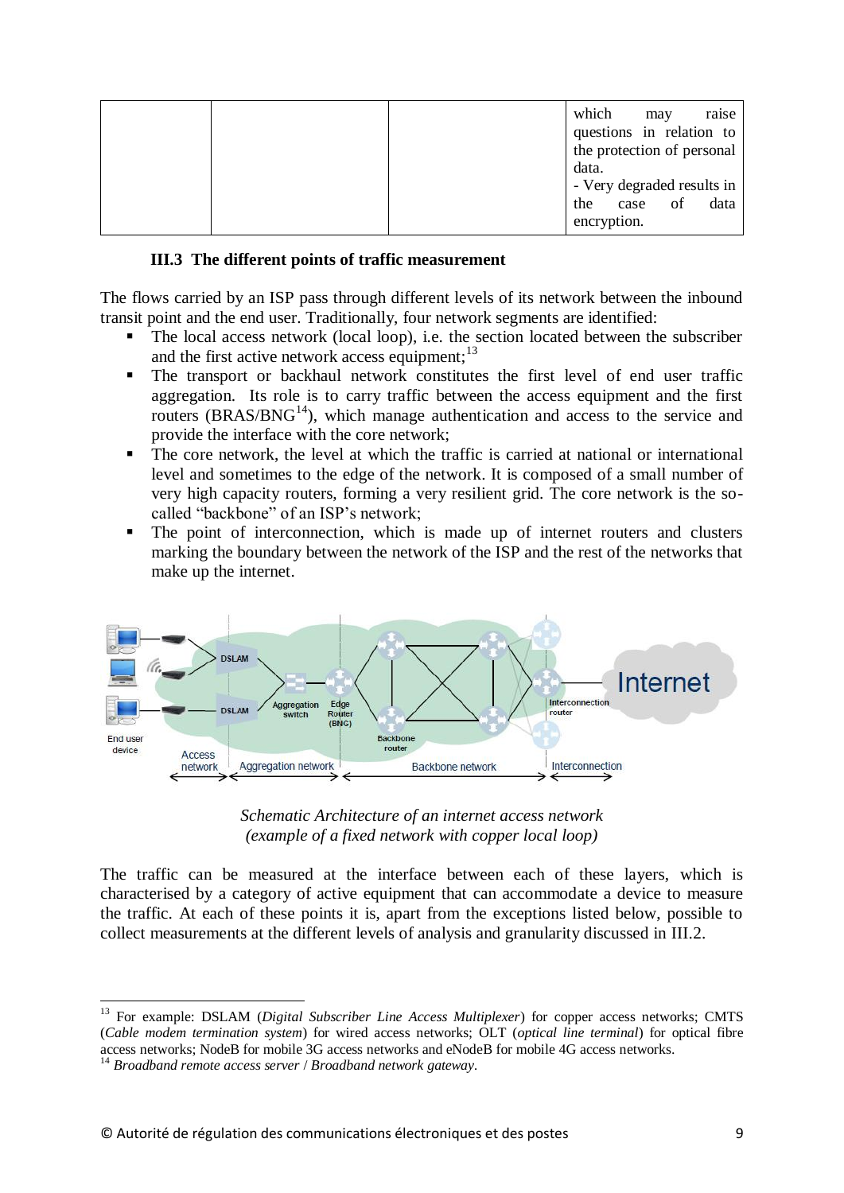| | | | which may raise questions in relation to the protection of personal data.<br>- Very degraded results in the case of data encryption. |
|---|---|---|---|

### III.3 The different points of traffic measurement

The flows carried by an ISP pass through different levels of its network between the inbound transit point and the end user. Traditionally, four network segments are identified:

- The local access network (local loop), i.e. the section located between the subscriber and the first active network access equipment;[13]
- The transport or backhaul network constitutes the first level of end user traffic aggregation. Its role is to carry traffic between the access equipment and the first routers (BRAS/BNG[14]), which manage authentication and access to the service and provide the interface with the core network;
- The core network, the level at which the traffic is carried at national or international level and sometimes to the edge of the network. It is composed of a small number of very high capacity routers, forming a very resilient grid. The core network is the so-called "backbone" of an ISP's network;
- The point of interconnection, which is made up of internet routers and clusters marking the boundary between the network of the ISP and the rest of the networks that make up the internet.

*Schematic Architecture of an internet access network*
*(example of a fixed network with copper local loop)*

The traffic can be measured at the interface between each of these layers, which is characterised by a category of active equipment that can accommodate a device to measure the traffic. At each of these points it is, apart from the exceptions listed below, possible to collect measurements at the different levels of analysis and granularity discussed in III.2.

---

[13] For example: DSLAM (*Digital Subscriber Line Access Multiplexer*) for copper access networks; CMTS (*Cable modem termination system*) for wired access networks; OLT (*optical line terminal*) for optical fibre access networks; NodeB for mobile 3G access networks and eNodeB for mobile 4G access networks.

[14] *Broadband remote access server* / *Broadband network gateway*.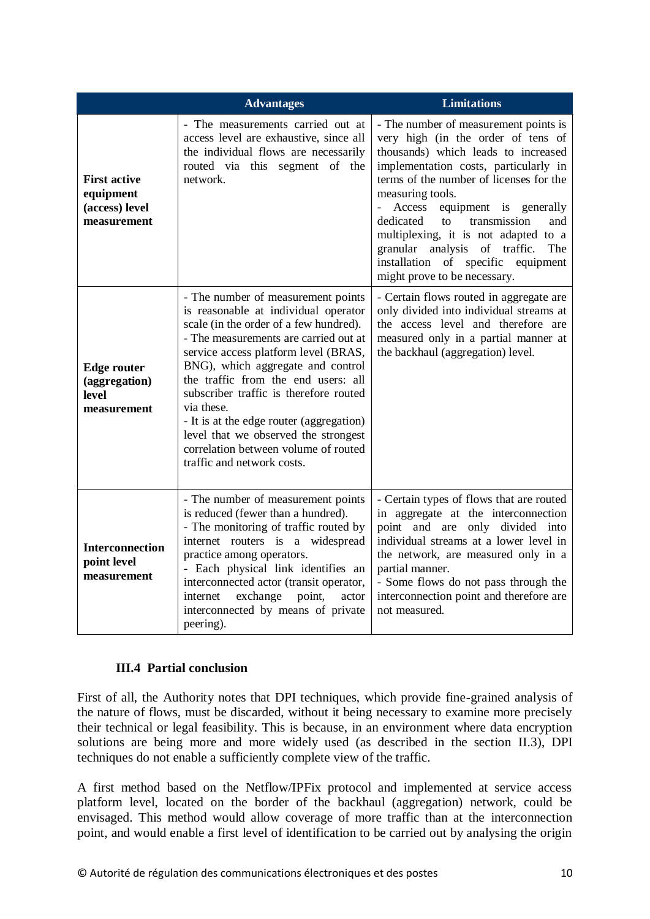| | Advantages | Limitations |
|---|---|---|
| **First active equipment (access) level measurement** | - The measurements carried out at access level are exhaustive, since all the individual flows are necessarily routed via this segment of the network. | - The number of measurement points is very high (in the order of tens of thousands) which leads to increased implementation costs, particularly in terms of the number of licenses for the measuring tools.<br>- Access equipment is generally dedicated to transmission and multiplexing, it is not adapted to a granular analysis of traffic. The installation of specific equipment might prove to be necessary. |
| **Edge router (aggregation) level measurement** | - The number of measurement points is reasonable at individual operator scale (in the order of a few hundred).<br>- The measurements are carried out at service access platform level (BRAS, BNG), which aggregate and control the traffic from the end users: all subscriber traffic is therefore routed via these.<br>- It is at the edge router (aggregation) level that we observed the strongest correlation between volume of routed traffic and network costs. | - Certain flows routed in aggregate are only divided into individual streams at the access level and therefore are measured only in a partial manner at the backhaul (aggregation) level. |
| **Interconnection point level measurement** | - The number of measurement points is reduced (fewer than a hundred).<br>- The monitoring of traffic routed by internet routers is a widespread practice among operators.<br>- Each physical link identifies an interconnected actor (transit operator, internet exchange point, actor interconnected by means of private peering). | - Certain types of flows that are routed in aggregate at the interconnection point and are only divided into individual streams at a lower level in the network, are measured only in a partial manner.<br>- Some flows do not pass through the interconnection point and therefore are not measured. |

### III.4 Partial conclusion

First of all, the Authority notes that DPI techniques, which provide fine-grained analysis of the nature of flows, must be discarded, without it being necessary to examine more precisely their technical or legal feasibility. This is because, in an environment where data encryption solutions are being more and more widely used (as described in the section II.3), DPI techniques do not enable a sufficiently complete view of the traffic.

A first method based on the Netflow/IPFix protocol and implemented at service access platform level, located on the border of the backhaul (aggregation) network, could be envisaged. This method would allow coverage of more traffic than at the interconnection point, and would enable a first level of identification to be carried out by analysing the origin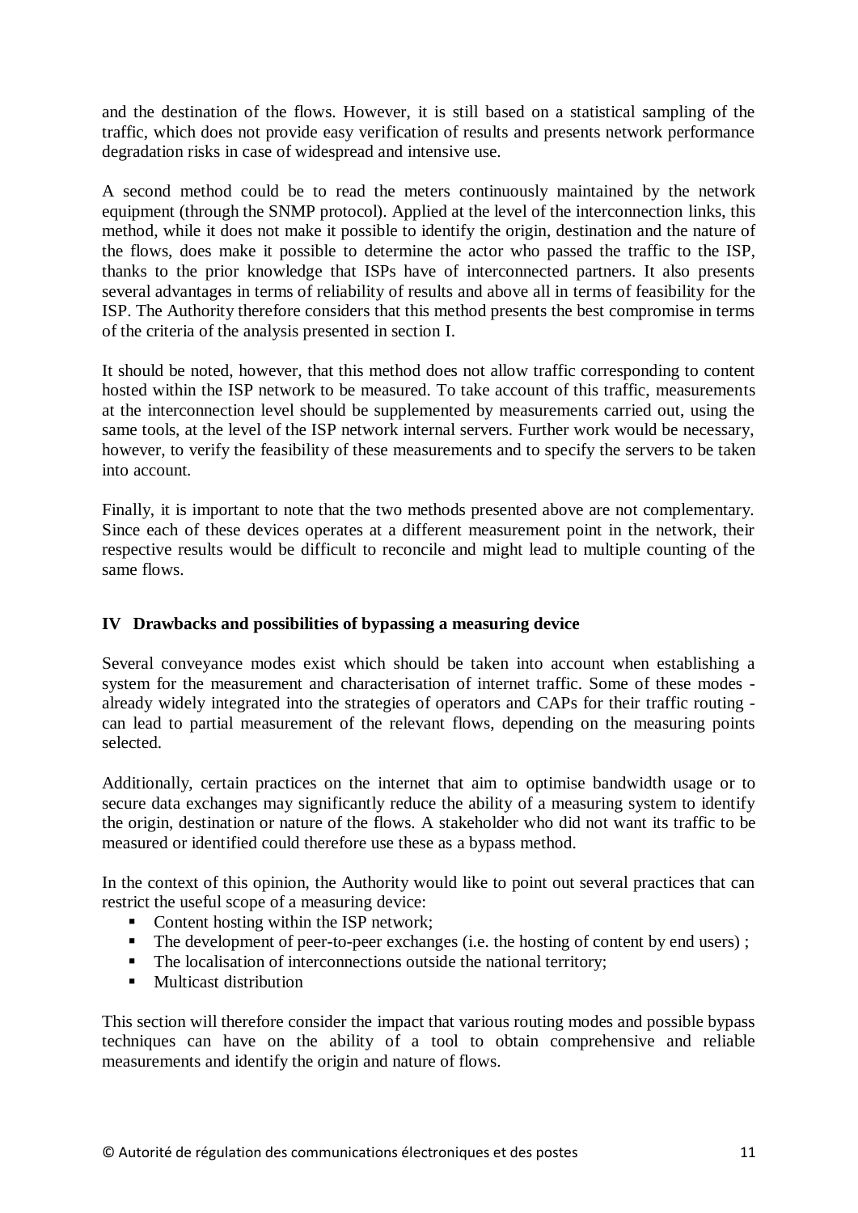and the destination of the flows. However, it is still based on a statistical sampling of the traffic, which does not provide easy verification of results and presents network performance degradation risks in case of widespread and intensive use.

A second method could be to read the meters continuously maintained by the network equipment (through the SNMP protocol). Applied at the level of the interconnection links, this method, while it does not make it possible to identify the origin, destination and the nature of the flows, does make it possible to determine the actor who passed the traffic to the ISP, thanks to the prior knowledge that ISPs have of interconnected partners. It also presents several advantages in terms of reliability of results and above all in terms of feasibility for the ISP. The Authority therefore considers that this method presents the best compromise in terms of the criteria of the analysis presented in section I.

It should be noted, however, that this method does not allow traffic corresponding to content hosted within the ISP network to be measured. To take account of this traffic, measurements at the interconnection level should be supplemented by measurements carried out, using the same tools, at the level of the ISP network internal servers. Further work would be necessary, however, to verify the feasibility of these measurements and to specify the servers to be taken into account.

Finally, it is important to note that the two methods presented above are not complementary. Since each of these devices operates at a different measurement point in the network, their respective results would be difficult to reconcile and might lead to multiple counting of the same flows.

## IV Drawbacks and possibilities of bypassing a measuring device

Several conveyance modes exist which should be taken into account when establishing a system for the measurement and characterisation of internet traffic. Some of these modes - already widely integrated into the strategies of operators and CAPs for their traffic routing - can lead to partial measurement of the relevant flows, depending on the measuring points selected.

Additionally, certain practices on the internet that aim to optimise bandwidth usage or to secure data exchanges may significantly reduce the ability of a measuring system to identify the origin, destination or nature of the flows. A stakeholder who did not want its traffic to be measured or identified could therefore use these as a bypass method.

In the context of this opinion, the Authority would like to point out several practices that can restrict the useful scope of a measuring device:

- Content hosting within the ISP network;
- The development of peer-to-peer exchanges (i.e. the hosting of content by end users) ;
- The localisation of interconnections outside the national territory;
- Multicast distribution

This section will therefore consider the impact that various routing modes and possible bypass techniques can have on the ability of a tool to obtain comprehensive and reliable measurements and identify the origin and nature of flows.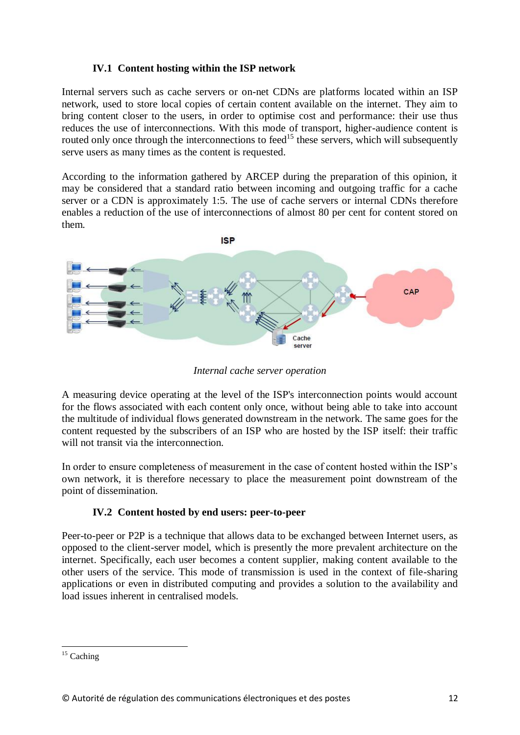### IV.1 Content hosting within the ISP network

Internal servers such as cache servers or on-net CDNs are platforms located within an ISP network, used to store local copies of certain content available on the internet. They aim to bring content closer to the users, in order to optimise cost and performance: their use thus reduces the use of interconnections. With this mode of transport, higher-audience content is routed only once through the interconnections to feed[15] these servers, which will subsequently serve users as many times as the content is requested.

According to the information gathered by ARCEP during the preparation of this opinion, it may be considered that a standard ratio between incoming and outgoing traffic for a cache server or a CDN is approximately 1:5. The use of cache servers or internal CDNs therefore enables a reduction of the use of interconnections of almost 80 per cent for content stored on them.

*Internal cache server operation*

A measuring device operating at the level of the ISP's interconnection points would account for the flows associated with each content only once, without being able to take into account the multitude of individual flows generated downstream in the network. The same goes for the content requested by the subscribers of an ISP who are hosted by the ISP itself: their traffic will not transit via the interconnection.

In order to ensure completeness of measurement in the case of content hosted within the ISP's own network, it is therefore necessary to place the measurement point downstream of the point of dissemination.

### IV.2 Content hosted by end users: peer-to-peer

Peer-to-peer or P2P is a technique that allows data to be exchanged between Internet users, as opposed to the client-server model, which is presently the more prevalent architecture on the internet. Specifically, each user becomes a content supplier, making content available to the other users of the service. This mode of transmission is used in the context of file-sharing applications or even in distributed computing and provides a solution to the availability and load issues inherent in centralised models.

---

[15] Caching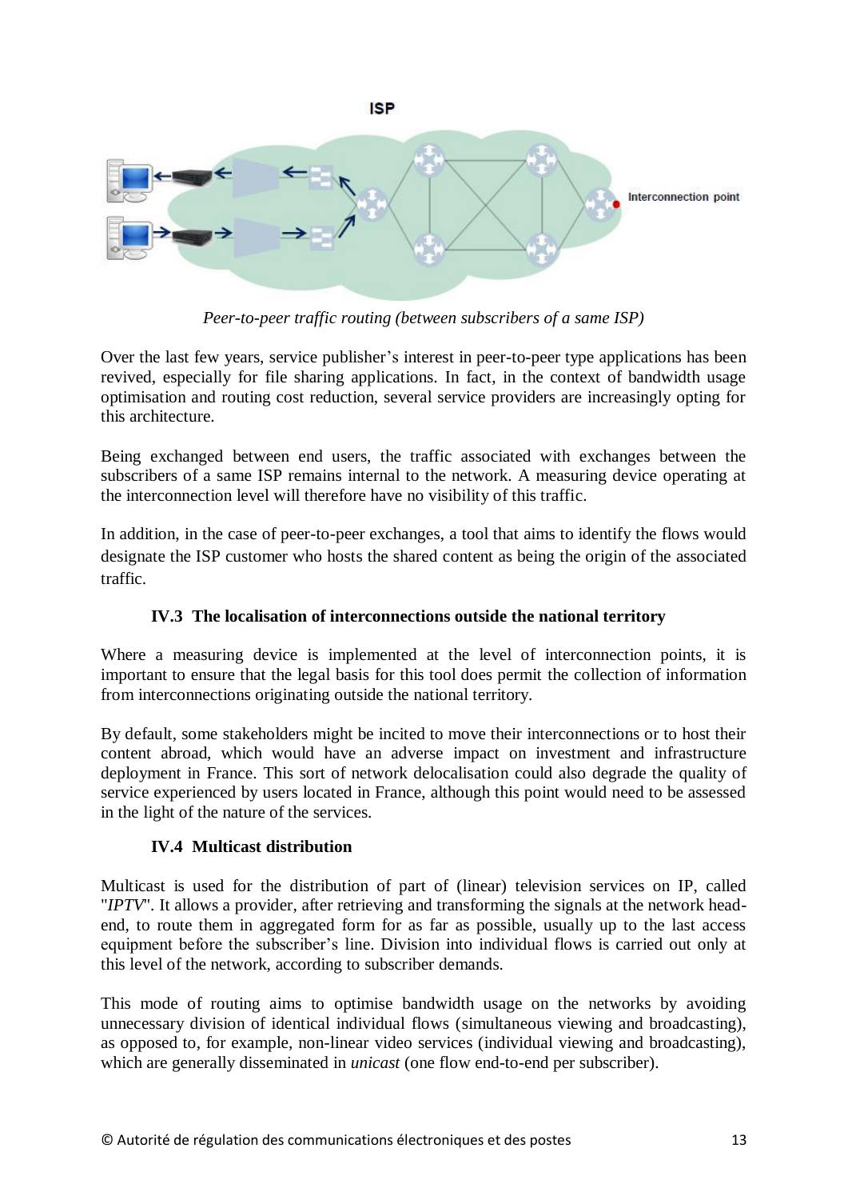*Peer-to-peer traffic routing (between subscribers of a same ISP)*

Over the last few years, service publisher's interest in peer-to-peer type applications has been revived, especially for file sharing applications. In fact, in the context of bandwidth usage optimisation and routing cost reduction, several service providers are increasingly opting for this architecture.

Being exchanged between end users, the traffic associated with exchanges between the subscribers of a same ISP remains internal to the network. A measuring device operating at the interconnection level will therefore have no visibility of this traffic.

In addition, in the case of peer-to-peer exchanges, a tool that aims to identify the flows would designate the ISP customer who hosts the shared content as being the origin of the associated traffic.

### IV.3 The localisation of interconnections outside the national territory

Where a measuring device is implemented at the level of interconnection points, it is important to ensure that the legal basis for this tool does permit the collection of information from interconnections originating outside the national territory.

By default, some stakeholders might be incited to move their interconnections or to host their content abroad, which would have an adverse impact on investment and infrastructure deployment in France. This sort of network delocalisation could also degrade the quality of service experienced by users located in France, although this point would need to be assessed in the light of the nature of the services.

### IV.4 Multicast distribution

Multicast is used for the distribution of part of (linear) television services on IP, called "*IPTV*". It allows a provider, after retrieving and transforming the signals at the network head-end, to route them in aggregated form for as far as possible, usually up to the last access equipment before the subscriber's line. Division into individual flows is carried out only at this level of the network, according to subscriber demands.

This mode of routing aims to optimise bandwidth usage on the networks by avoiding unnecessary division of identical individual flows (simultaneous viewing and broadcasting), as opposed to, for example, non-linear video services (individual viewing and broadcasting), which are generally disseminated in *unicast* (one flow end-to-end per subscriber).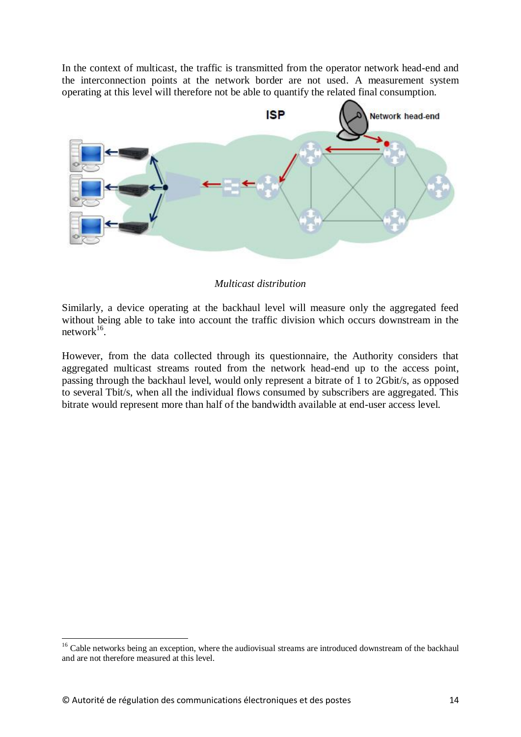In the context of multicast, the traffic is transmitted from the operator network head-end and the interconnection points at the network border are not used. A measurement system operating at this level will therefore not be able to quantify the related final consumption.

*Multicast distribution*

Similarly, a device operating at the backhaul level will measure only the aggregated feed without being able to take into account the traffic division which occurs downstream in the network[16].

However, from the data collected through its questionnaire, the Authority considers that aggregated multicast streams routed from the network head-end up to the access point, passing through the backhaul level, would only represent a bitrate of 1 to 2Gbit/s, as opposed to several Tbit/s, when all the individual flows consumed by subscribers are aggregated. This bitrate would represent more than half of the bandwidth available at end-user access level.

[16] Cable networks being an exception, where the audiovisual streams are introduced downstream of the backhaul and are not therefore measured at this level.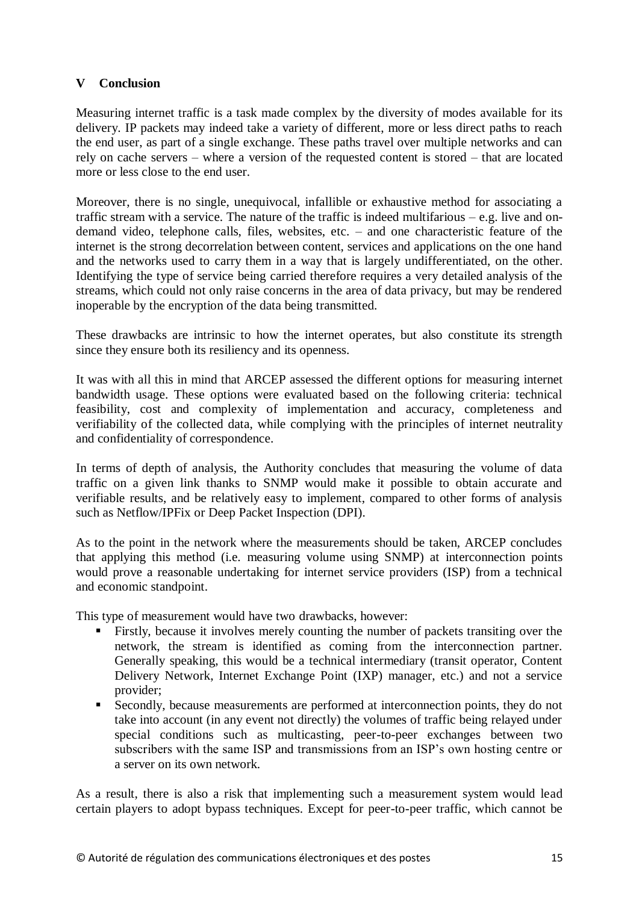## V Conclusion

Measuring internet traffic is a task made complex by the diversity of modes available for its delivery. IP packets may indeed take a variety of different, more or less direct paths to reach the end user, as part of a single exchange. These paths travel over multiple networks and can rely on cache servers – where a version of the requested content is stored – that are located more or less close to the end user.

Moreover, there is no single, unequivocal, infallible or exhaustive method for associating a traffic stream with a service. The nature of the traffic is indeed multifarious – e.g. live and on-demand video, telephone calls, files, websites, etc. – and one characteristic feature of the internet is the strong decorrelation between content, services and applications on the one hand and the networks used to carry them in a way that is largely undifferentiated, on the other. Identifying the type of service being carried therefore requires a very detailed analysis of the streams, which could not only raise concerns in the area of data privacy, but may be rendered inoperable by the encryption of the data being transmitted.

These drawbacks are intrinsic to how the internet operates, but also constitute its strength since they ensure both its resiliency and its openness.

It was with all this in mind that ARCEP assessed the different options for measuring internet bandwidth usage. These options were evaluated based on the following criteria: technical feasibility, cost and complexity of implementation and accuracy, completeness and verifiability of the collected data, while complying with the principles of internet neutrality and confidentiality of correspondence.

In terms of depth of analysis, the Authority concludes that measuring the volume of data traffic on a given link thanks to SNMP would make it possible to obtain accurate and verifiable results, and be relatively easy to implement, compared to other forms of analysis such as Netflow/IPFix or Deep Packet Inspection (DPI).

As to the point in the network where the measurements should be taken, ARCEP concludes that applying this method (i.e. measuring volume using SNMP) at interconnection points would prove a reasonable undertaking for internet service providers (ISP) from a technical and economic standpoint.

This type of measurement would have two drawbacks, however:

- Firstly, because it involves merely counting the number of packets transiting over the network, the stream is identified as coming from the interconnection partner. Generally speaking, this would be a technical intermediary (transit operator, Content Delivery Network, Internet Exchange Point (IXP) manager, etc.) and not a service provider;
- Secondly, because measurements are performed at interconnection points, they do not take into account (in any event not directly) the volumes of traffic being relayed under special conditions such as multicasting, peer-to-peer exchanges between two subscribers with the same ISP and transmissions from an ISP's own hosting centre or a server on its own network.

As a result, there is also a risk that implementing such a measurement system would lead certain players to adopt bypass techniques. Except for peer-to-peer traffic, which cannot be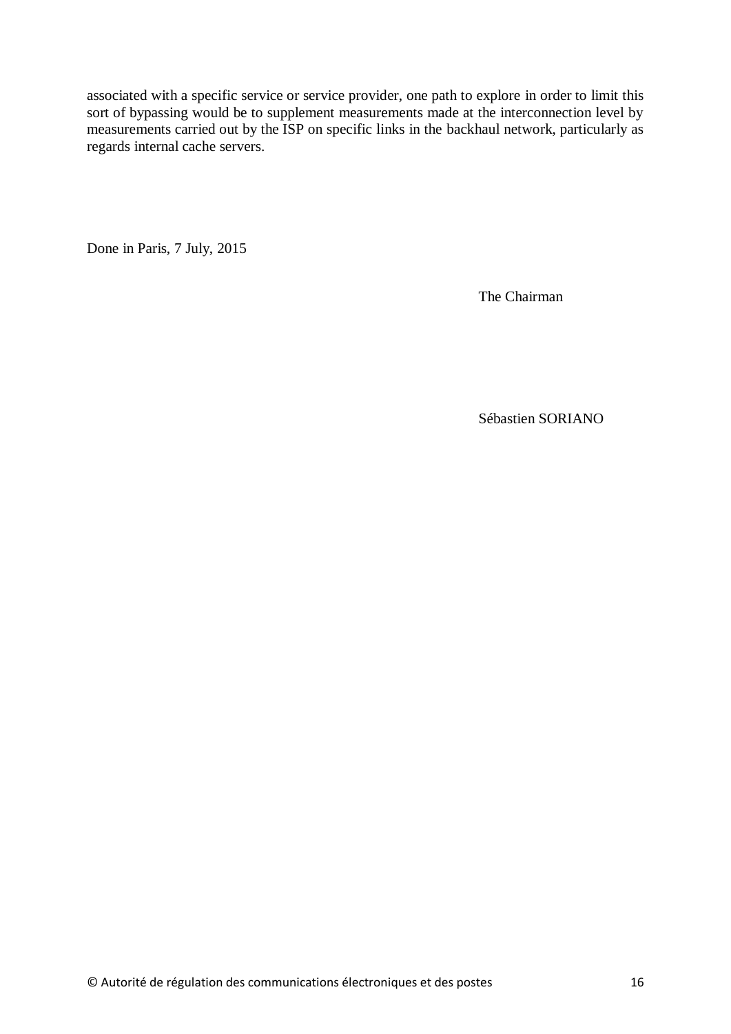associated with a specific service or service provider, one path to explore in order to limit this sort of bypassing would be to supplement measurements made at the interconnection level by measurements carried out by the ISP on specific links in the backhaul network, particularly as regards internal cache servers.

Done in Paris, 7 July, 2015

The Chairman

Sébastien SORIANO